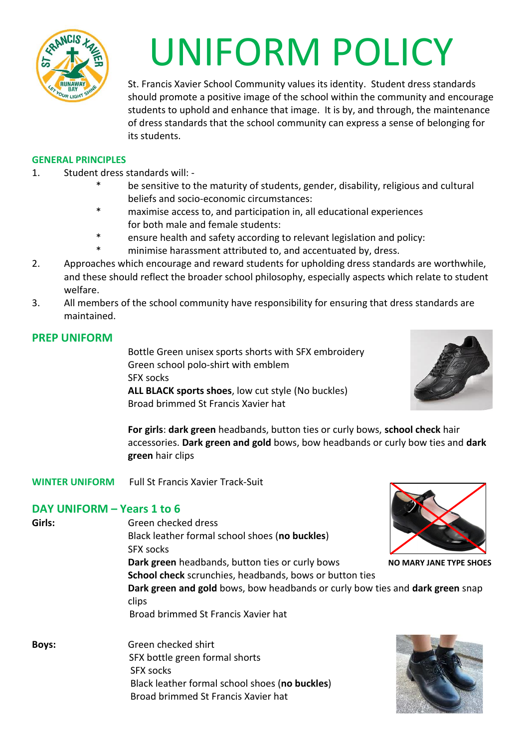# UNIFORM POLICY

St. Francis Xavier School Community values its identity. Student dress standards should promote a positive image of the school within the community and encourage students to uphold and enhance that image. It is by, and through, the maintenance of dress standards that the school community can express a sense of belonging for its students.

## GENERAL PRINCIPLES

1. Student dress standards will: -
   * be sensitive to the maturity of students, gender, disability, religious and cultural beliefs and socio-economic circumstances:
   * maximise access to, and participation in, all educational experiences for both male and female students:
   * ensure health and safety according to relevant legislation and policy:
   * minimise harassment attributed to, and accentuated by, dress.
2. Approaches which encourage and reward students for upholding dress standards are worthwhile, and these should reflect the broader school philosophy, especially aspects which relate to student welfare.
3. All members of the school community have responsibility for ensuring that dress standards are maintained.

## PREP UNIFORM

Bottle Green unisex sports shorts with SFX embroidery
Green school polo-shirt with emblem
SFX socks
**ALL BLACK sports shoes**, low cut style (No buckles)
Broad brimmed St Francis Xavier hat

**For girls**: **dark green** headbands, button ties or curly bows, **school check** hair accessories. **Dark green and gold** bows, bow headbands or curly bow ties and **dark green** hair clips

## WINTER UNIFORM

Full St Francis Xavier Track-Suit

## DAY UNIFORM – Years 1 to 6

**Girls:**

Green checked dress
Black leather formal school shoes (**no buckles**)
SFX socks
**Dark green** headbands, button ties or curly bows
**School check** scrunchies, headbands, bows or button ties
**Dark green and gold** bows, bow headbands or curly bow ties and **dark green** snap clips
Broad brimmed St Francis Xavier hat

**NO MARY JANE TYPE SHOES**

**Boys:**

Green checked shirt
SFX bottle green formal shorts
SFX socks
Black leather formal school shoes (**no buckles**)
Broad brimmed St Francis Xavier hat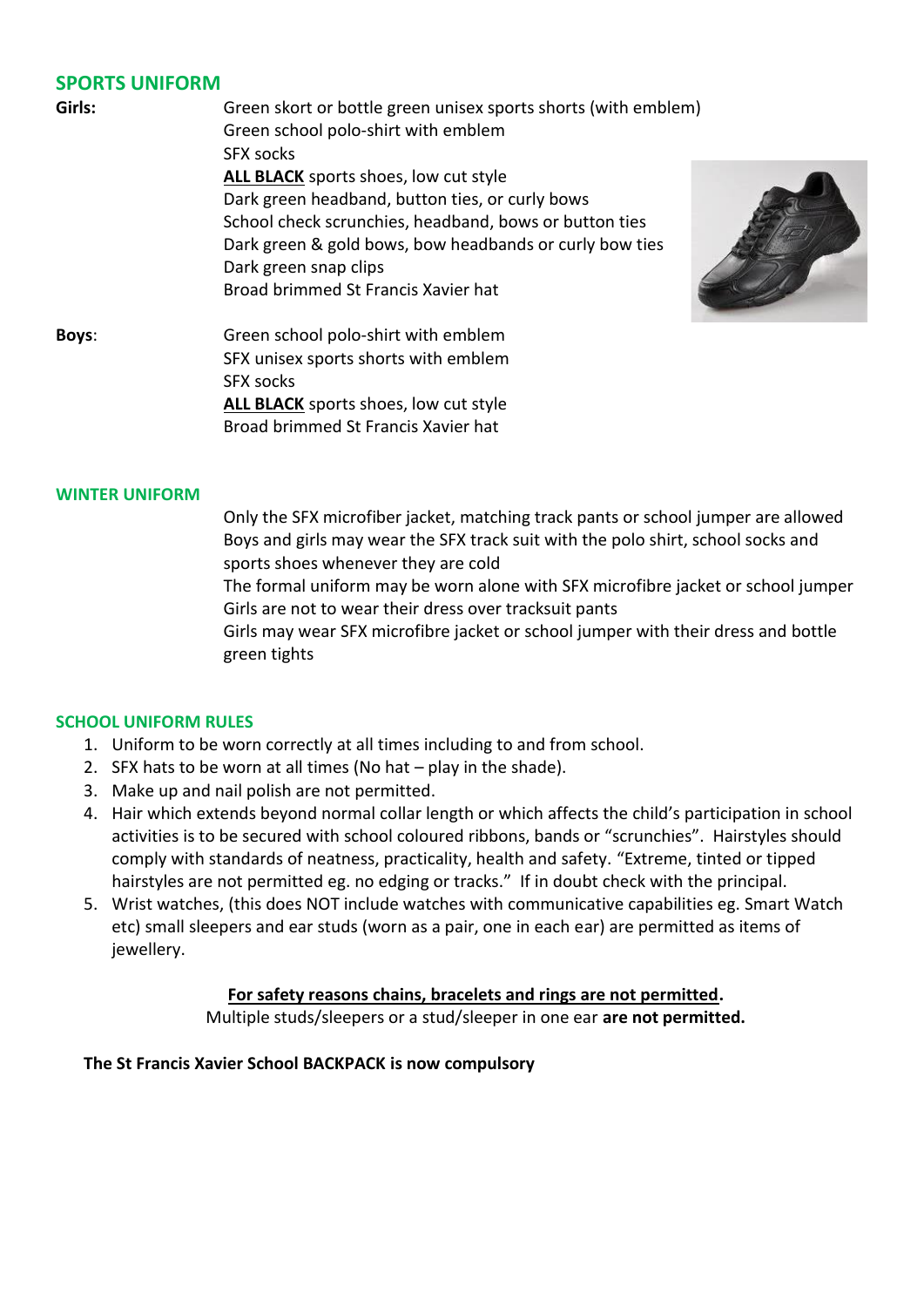## SPORTS UNIFORM

**Girls:**

Green skort or bottle green unisex sports shorts (with emblem)
Green school polo-shirt with emblem
SFX socks
**ALL BLACK** sports shoes, low cut style
Dark green headband, button ties, or curly bows
School check scrunchies, headband, bows or button ties
Dark green & gold bows, bow headbands or curly bow ties
Dark green snap clips
Broad brimmed St Francis Xavier hat

**Boys**:

Green school polo-shirt with emblem
SFX unisex sports shorts with emblem
SFX socks
**ALL BLACK** sports shoes, low cut style
Broad brimmed St Francis Xavier hat

## WINTER UNIFORM

Only the SFX microfiber jacket, matching track pants or school jumper are allowed
Boys and girls may wear the SFX track suit with the polo shirt, school socks and sports shoes whenever they are cold
The formal uniform may be worn alone with SFX microfibre jacket or school jumper
Girls are not to wear their dress over tracksuit pants
Girls may wear SFX microfibre jacket or school jumper with their dress and bottle green tights

## SCHOOL UNIFORM RULES

1. Uniform to be worn correctly at all times including to and from school.
2. SFX hats to be worn at all times (No hat – play in the shade).
3. Make up and nail polish are not permitted.
4. Hair which extends beyond normal collar length or which affects the child's participation in school activities is to be secured with school coloured ribbons, bands or "scrunchies". Hairstyles should comply with standards of neatness, practicality, health and safety. "Extreme, tinted or tipped hairstyles are not permitted eg. no edging or tracks." If in doubt check with the principal.
5. Wrist watches, (this does NOT include watches with communicative capabilities eg. Smart Watch etc) small sleepers and ear studs (worn as a pair, one in each ear) are permitted as items of jewellery.

**For safety reasons chains, bracelets and rings are not permitted.**
Multiple studs/sleepers or a stud/sleeper in one ear **are not permitted.**

**The St Francis Xavier School BACKPACK is now compulsory**